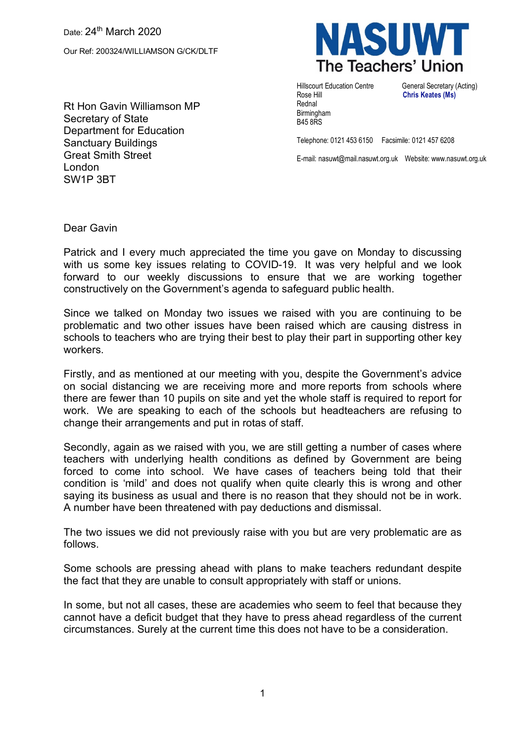Date: 24th March 2020

Our Ref: 200324/WILLIAMSON G/CK/DLTF

**NASUWT**
The Teachers' Union

Hillscourt Education Centre
Rose Hill
Rednal
Birmingham
B45 8RS

General Secretary (Acting)
**Chris Keates (Ms)**

Telephone: 0121 453 6150 Facsimile: 0121 457 6208

E-mail: nasuwt@mail.nasuwt.org.uk Website: www.nasuwt.org.uk

Rt Hon Gavin Williamson MP
Secretary of State
Department for Education
Sanctuary Buildings
Great Smith Street
London
SW1P 3BT

Dear Gavin

Patrick and I every much appreciated the time you gave on Monday to discussing with us some key issues relating to COVID-19. It was very helpful and we look forward to our weekly discussions to ensure that we are working together constructively on the Government's agenda to safeguard public health.

Since we talked on Monday two issues we raised with you are continuing to be problematic and two other issues have been raised which are causing distress in schools to teachers who are trying their best to play their part in supporting other key workers.

Firstly, and as mentioned at our meeting with you, despite the Government's advice on social distancing we are receiving more and more reports from schools where there are fewer than 10 pupils on site and yet the whole staff is required to report for work. We are speaking to each of the schools but headteachers are refusing to change their arrangements and put in rotas of staff.

Secondly, again as we raised with you, we are still getting a number of cases where teachers with underlying health conditions as defined by Government are being forced to come into school. We have cases of teachers being told that their condition is 'mild' and does not qualify when quite clearly this is wrong and other saying its business as usual and there is no reason that they should not be in work. A number have been threatened with pay deductions and dismissal.

The two issues we did not previously raise with you but are very problematic are as follows.

Some schools are pressing ahead with plans to make teachers redundant despite the fact that they are unable to consult appropriately with staff or unions.

In some, but not all cases, these are academies who seem to feel that because they cannot have a deficit budget that they have to press ahead regardless of the current circumstances. Surely at the current time this does not have to be a consideration.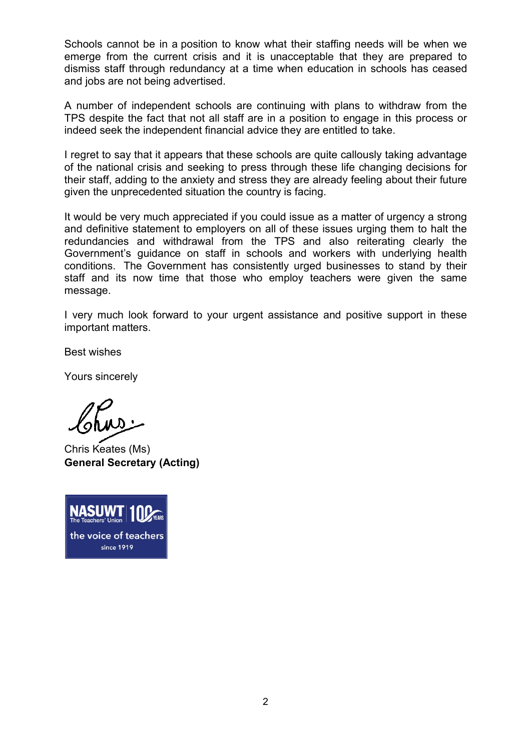Schools cannot be in a position to know what their staffing needs will be when we emerge from the current crisis and it is unacceptable that they are prepared to dismiss staff through redundancy at a time when education in schools has ceased and jobs are not being advertised.

A number of independent schools are continuing with plans to withdraw from the TPS despite the fact that not all staff are in a position to engage in this process or indeed seek the independent financial advice they are entitled to take.

I regret to say that it appears that these schools are quite callously taking advantage of the national crisis and seeking to press through these life changing decisions for their staff, adding to the anxiety and stress they are already feeling about their future given the unprecedented situation the country is facing.

It would be very much appreciated if you could issue as a matter of urgency a strong and definitive statement to employers on all of these issues urging them to halt the redundancies and withdrawal from the TPS and also reiterating clearly the Government's guidance on staff in schools and workers with underlying health conditions. The Government has consistently urged businesses to stand by their staff and its now time that those who employ teachers were given the same message.

I very much look forward to your urgent assistance and positive support in these important matters.

Best wishes

Yours sincerely

Chris Keates (Ms)
**General Secretary (Acting)**

NASUWT The Teachers' Union 100 YEARS
the voice of teachers
since 1919